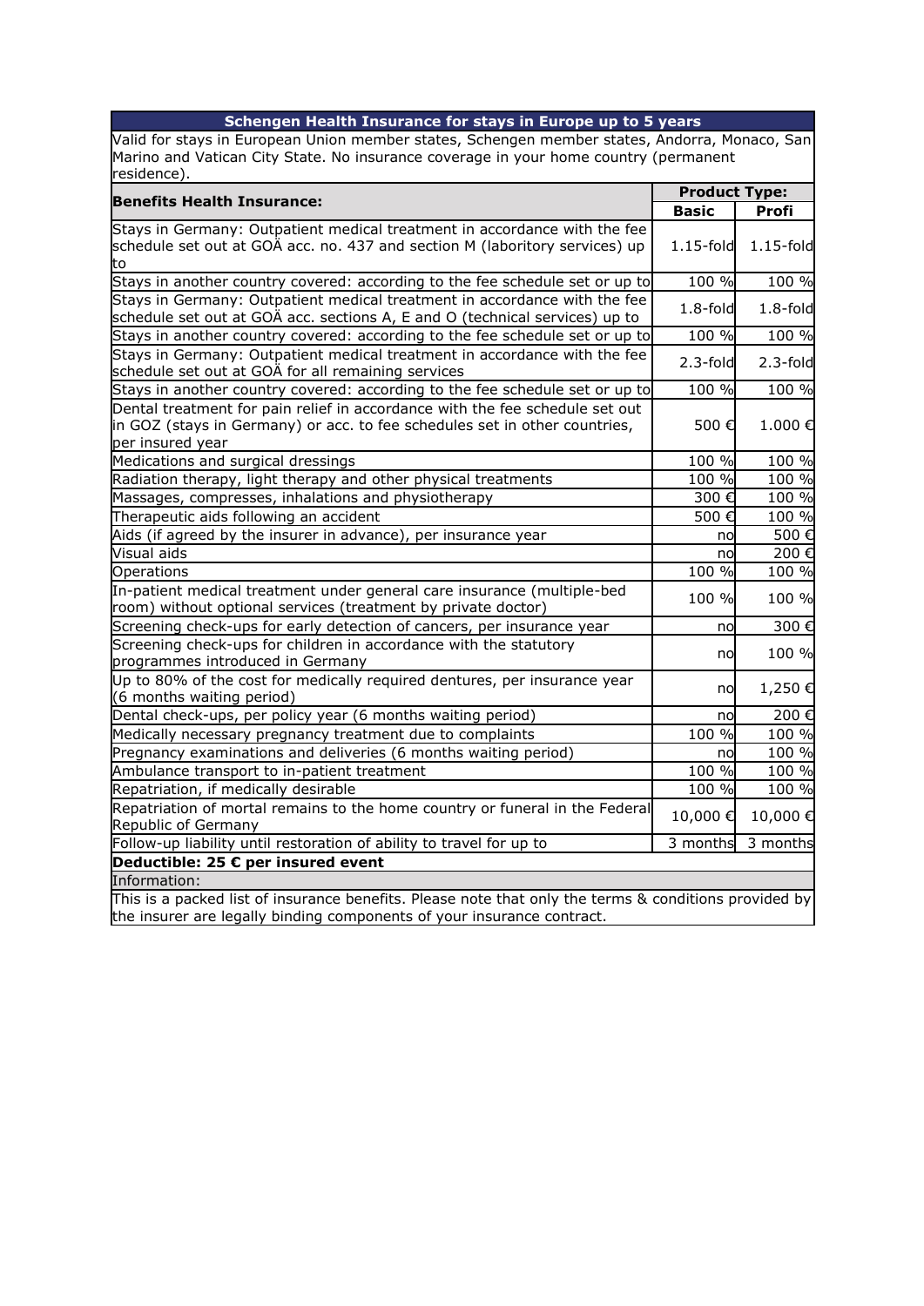| Schengen Health Insurance for stays in Europe up to 5 years | | |
|---|---|---|
| Valid for stays in European Union member states, Schengen member states, Andorra, Monaco, San Marino and Vatican City State. No insurance coverage in your home country (permanent residence). | | |
| **Benefits Health Insurance:** | **Product Type:** | |
| | **Basic** | **Profi** |
| Stays in Germany: Outpatient medical treatment in accordance with the fee schedule set out at GOÄ acc. no. 437 and section M (laboritory services) up to | 1.15-fold | 1.15-fold |
| Stays in another country covered: according to the fee schedule set or up to | 100 % | 100 % |
| Stays in Germany: Outpatient medical treatment in accordance with the fee schedule set out at GOÄ acc. sections A, E and O (technical services) up to | 1.8-fold | 1.8-fold |
| Stays in another country covered: according to the fee schedule set or up to | 100 % | 100 % |
| Stays in Germany: Outpatient medical treatment in accordance with the fee schedule set out at GOÄ for all remaining services | 2.3-fold | 2.3-fold |
| Stays in another country covered: according to the fee schedule set or up to | 100 % | 100 % |
| Dental treatment for pain relief in accordance with the fee schedule set out in GOZ (stays in Germany) or acc. to fee schedules set in other countries, per insured year | 500 € | 1.000 € |
| Medications and surgical dressings | 100 % | 100 % |
| Radiation therapy, light therapy and other physical treatments | 100 % | 100 % |
| Massages, compresses, inhalations and physiotherapy | 300 € | 100 % |
| Therapeutic aids following an accident | 500 € | 100 % |
| Aids (if agreed by the insurer in advance), per insurance year | no | 500 € |
| Visual aids | no | 200 € |
| Operations | 100 % | 100 % |
| In-patient medical treatment under general care insurance (multiple-bed room) without optional services (treatment by private doctor) | 100 % | 100 % |
| Screening check-ups for early detection of cancers, per insurance year | no | 300 € |
| Screening check-ups for children in accordance with the statutory programmes introduced in Germany | no | 100 % |
| Up to 80% of the cost for medically required dentures, per insurance year (6 months waiting period) | no | 1,250 € |
| Dental check-ups, per policy year (6 months waiting period) | no | 200 € |
| Medically necessary pregnancy treatment due to complaints | 100 % | 100 % |
| Pregnancy examinations and deliveries (6 months waiting period) | no | 100 % |
| Ambulance transport to in-patient treatment | 100 % | 100 % |
| Repatriation, if medically desirable | 100 % | 100 % |
| Repatriation of mortal remains to the home country or funeral in the Federal Republic of Germany | 10,000 € | 10,000 € |
| Follow-up liability until restoration of ability to travel for up to | 3 months | 3 months |
| **Deductible: 25 € per insured event** | | |
| Information: | | |
| This is a packed list of insurance benefits. Please note that only the terms & conditions provided by the insurer are legally binding components of your insurance contract. | | |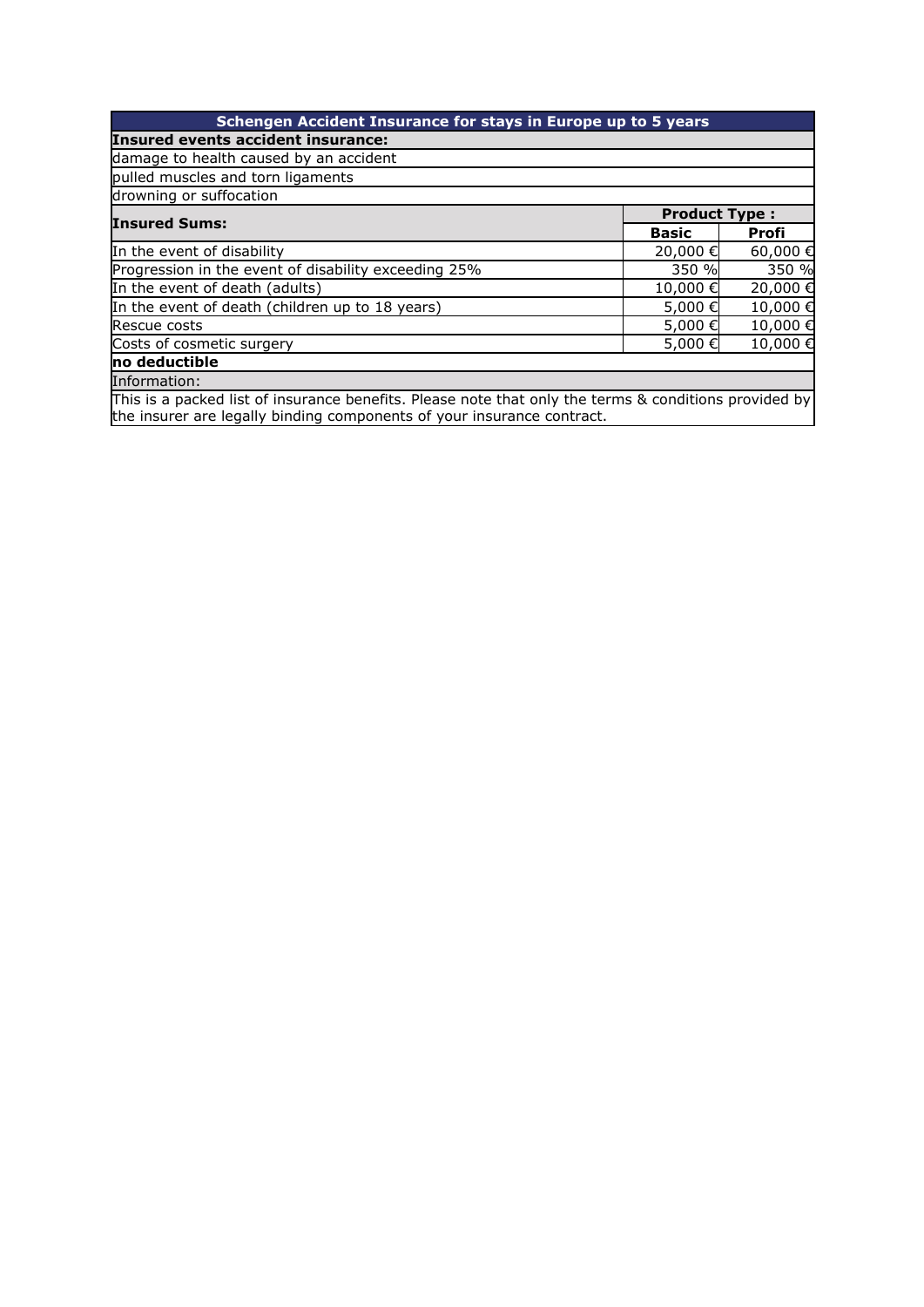| Schengen Accident Insurance for stays in Europe up to 5 years | | |
|---|---|---|
| **Insured events accident insurance:** | | |
| damage to health caused by an accident | | |
| pulled muscles and torn ligaments | | |
| drowning or suffocation | | |
| **Insured Sums:** | **Product Type :** | |
| | **Basic** | **Profi** |
| In the event of disability | 20,000 € | 60,000 € |
| Progression in the event of disability exceeding 25% | 350 % | 350 % |
| In the event of death (adults) | 10,000 € | 20,000 € |
| In the event of death (children up to 18 years) | 5,000 € | 10,000 € |
| Rescue costs | 5,000 € | 10,000 € |
| Costs of cosmetic surgery | 5,000 € | 10,000 € |
| **no deductible** | | |
| Information: | | |
| This is a packed list of insurance benefits. Please note that only the terms & conditions provided by the insurer are legally binding components of your insurance contract. | | |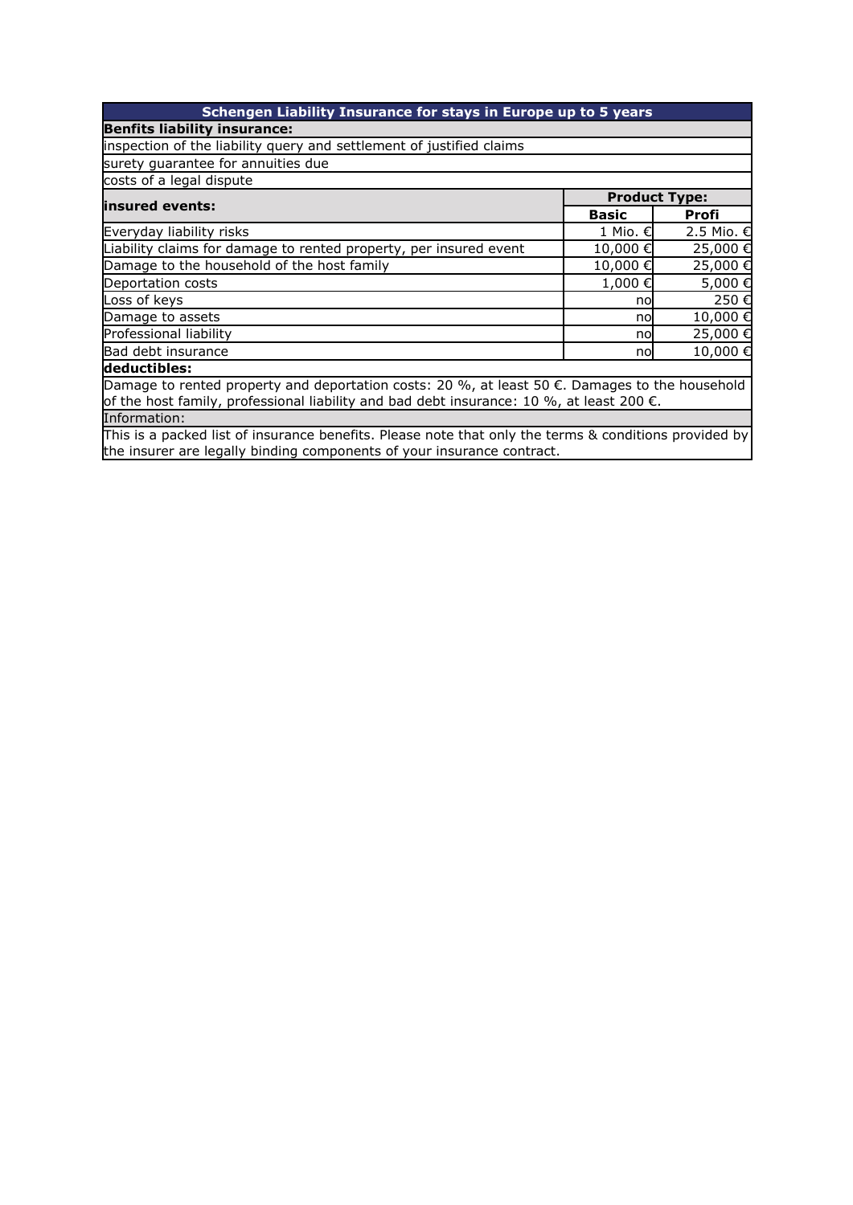| Schengen Liability Insurance for stays in Europe up to 5 years | | |
|---|---|---|
| **Benfits liability insurance:** | | |
| inspection of the liability query and settlement of justified claims | | |
| surety guarantee for annuities due | | |
| costs of a legal dispute | | |
| **insured events:** | **Product Type:** | |
| | **Basic** | **Profi** |
| Everyday liability risks | 1 Mio. € | 2.5 Mio. € |
| Liability claims for damage to rented property, per insured event | 10,000 € | 25,000 € |
| Damage to the household of the host family | 10,000 € | 25,000 € |
| Deportation costs | 1,000 € | 5,000 € |
| Loss of keys | no | 250 € |
| Damage to assets | no | 10,000 € |
| Professional liability | no | 25,000 € |
| Bad debt insurance | no | 10,000 € |
| **deductibles:** | | |
| Damage to rented property and deportation costs: 20 %, at least 50 €. Damages to the household of the host family, professional liability and bad debt insurance: 10 %, at least 200 €. | | |
| Information: | | |
| This is a packed list of insurance benefits. Please note that only the terms & conditions provided by the insurer are legally binding components of your insurance contract. | | |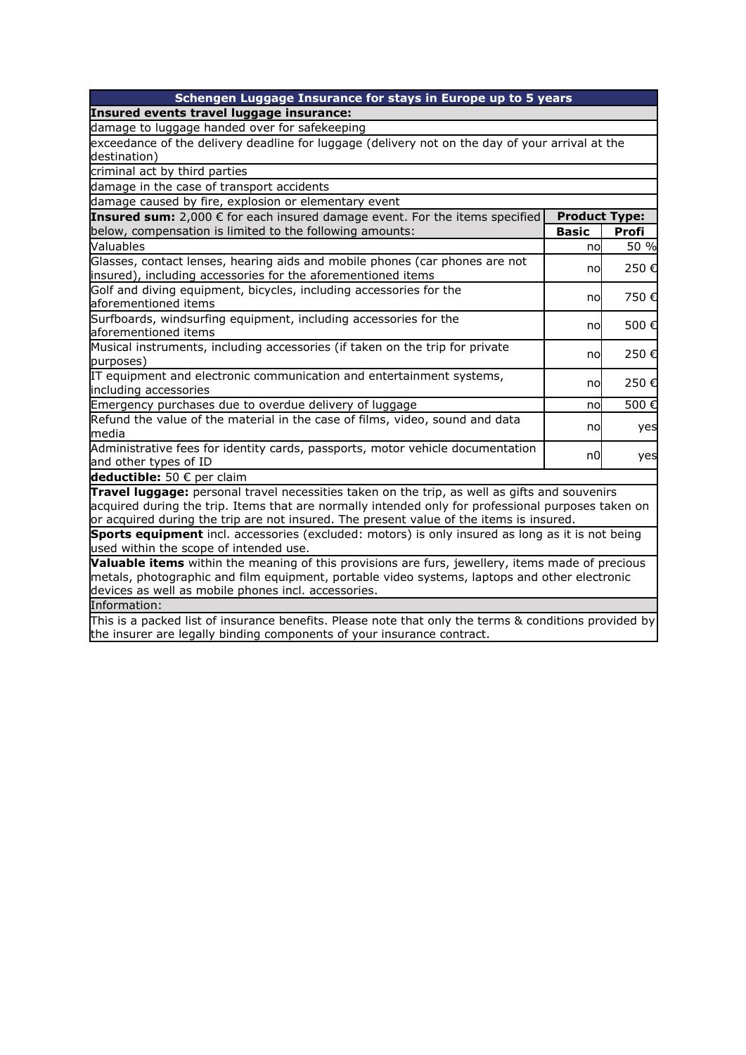| Schengen Luggage Insurance for stays in Europe up to 5 years | | |
|---|---|---|
| **Insured events travel luggage insurance:** | | |
| damage to luggage handed over for safekeeping | | |
| exceedance of the delivery deadline for luggage (delivery not on the day of your arrival at the destination) | | |
| criminal act by third parties | | |
| damage in the case of transport accidents | | |
| damage caused by fire, explosion or elementary event | | |
| **Insured sum:** 2,000 € for each insured damage event. For the items specified below, compensation is limited to the following amounts: | **Product Type:** | |
| | **Basic** | **Profi** |
| Valuables | no | 50 % |
| Glasses, contact lenses, hearing aids and mobile phones (car phones are not insured), including accessories for the aforementioned items | no | 250 € |
| Golf and diving equipment, bicycles, including accessories for the aforementioned items | no | 750 € |
| Surfboards, windsurfing equipment, including accessories for the aforementioned items | no | 500 € |
| Musical instruments, including accessories (if taken on the trip for private purposes) | no | 250 € |
| IT equipment and electronic communication and entertainment systems, including accessories | no | 250 € |
| Emergency purchases due to overdue delivery of luggage | no | 500 € |
| Refund the value of the material in the case of films, video, sound and data media | no | yes |
| Administrative fees for identity cards, passports, motor vehicle documentation and other types of ID | n0 | yes |
| **deductible:** 50 € per claim | | |
| **Travel luggage:** personal travel necessities taken on the trip, as well as gifts and souvenirs acquired during the trip. Items that are normally intended only for professional purposes taken on or acquired during the trip are not insured. The present value of the items is insured. | | |
| **Sports equipment** incl. accessories (excluded: motors) is only insured as long as it is not being used within the scope of intended use. | | |
| **Valuable items** within the meaning of this provisions are furs, jewellery, items made of precious metals, photographic and film equipment, portable video systems, laptops and other electronic devices as well as mobile phones incl. accessories. | | |
| Information: | | |
| This is a packed list of insurance benefits. Please note that only the terms & conditions provided by the insurer are legally binding components of your insurance contract. | | |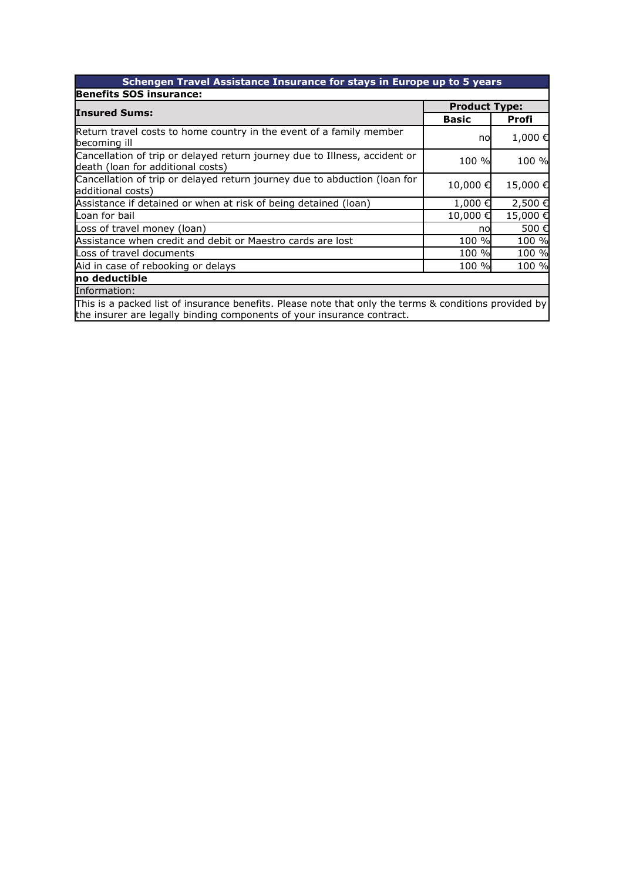| Schengen Travel Assistance Insurance for stays in Europe up to 5 years | | |
|---|---|---|
| **Benefits SOS insurance:** | | |
| **Insured Sums:** | **Product Type:** | |
| | **Basic** | **Profi** |
| Return travel costs to home country in the event of a family member becoming ill | no | 1,000 € |
| Cancellation of trip or delayed return journey due to Illness, accident or death (loan for additional costs) | 100 % | 100 % |
| Cancellation of trip or delayed return journey due to abduction (loan for additional costs) | 10,000 € | 15,000 € |
| Assistance if detained or when at risk of being detained (loan) | 1,000 € | 2,500 € |
| Loan for bail | 10,000 € | 15,000 € |
| Loss of travel money (loan) | no | 500 € |
| Assistance when credit and debit or Maestro cards are lost | 100 % | 100 % |
| Loss of travel documents | 100 % | 100 % |
| Aid in case of rebooking or delays | 100 % | 100 % |
| **no deductible** | | |
| Information: | | |
| This is a packed list of insurance benefits. Please note that only the terms & conditions provided by the insurer are legally binding components of your insurance contract. | | |